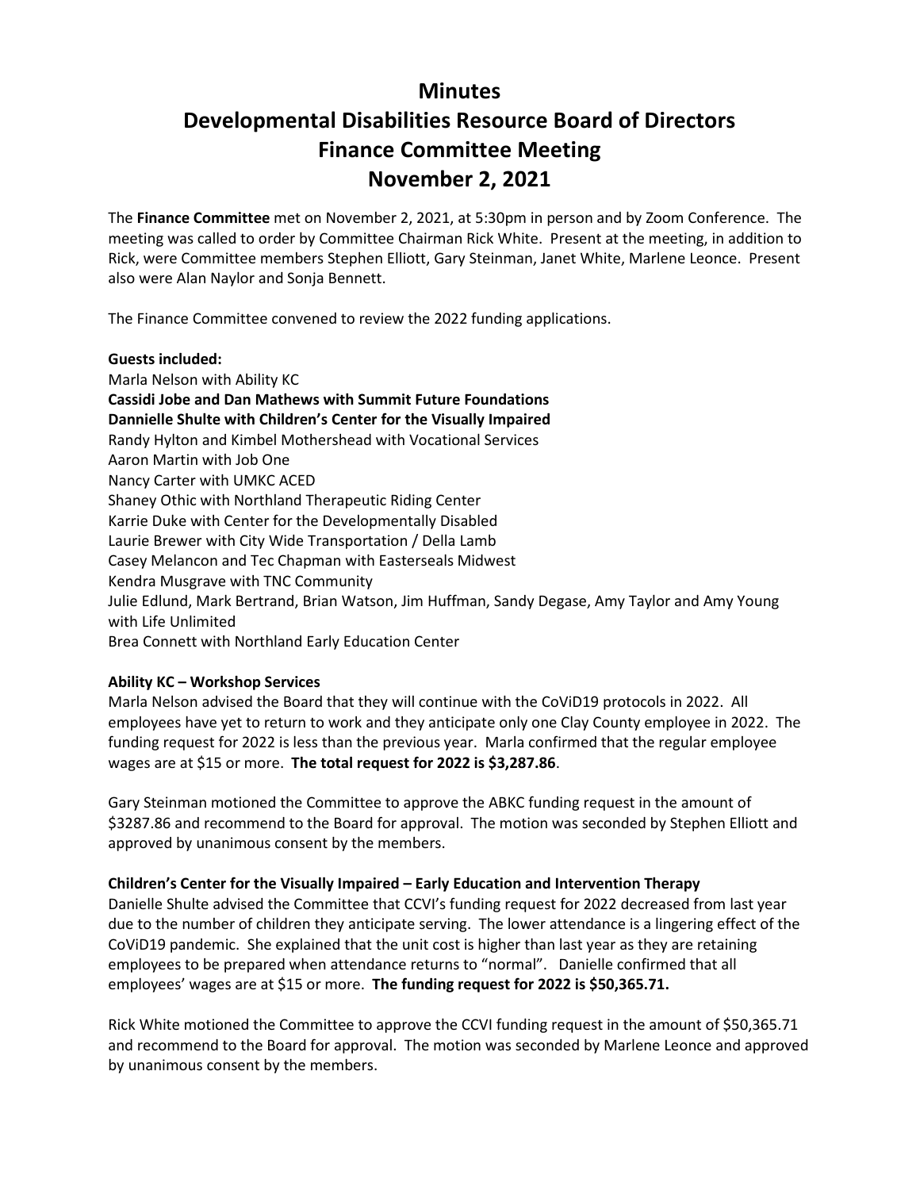# Minutes
# Developmental Disabilities Resource Board of Directors
# Finance Committee Meeting
# November 2, 2021

The **Finance Committee** met on November 2, 2021, at 5:30pm in person and by Zoom Conference. The meeting was called to order by Committee Chairman Rick White. Present at the meeting, in addition to Rick, were Committee members Stephen Elliott, Gary Steinman, Janet White, Marlene Leonce. Present also were Alan Naylor and Sonja Bennett.

The Finance Committee convened to review the 2022 funding applications.

**Guests included:**
Marla Nelson with Ability KC
**Cassidi Jobe and Dan Mathews with Summit Future Foundations**
**Dannielle Shulte with Children's Center for the Visually Impaired**
Randy Hylton and Kimbel Mothershead with Vocational Services
Aaron Martin with Job One
Nancy Carter with UMKC ACED
Shaney Othic with Northland Therapeutic Riding Center
Karrie Duke with Center for the Developmentally Disabled
Laurie Brewer with City Wide Transportation / Della Lamb
Casey Melancon and Tec Chapman with Easterseals Midwest
Kendra Musgrave with TNC Community
Julie Edlund, Mark Bertrand, Brian Watson, Jim Huffman, Sandy Degase, Amy Taylor and Amy Young with Life Unlimited
Brea Connett with Northland Early Education Center

**Ability KC – Workshop Services**
Marla Nelson advised the Board that they will continue with the CoViD19 protocols in 2022. All employees have yet to return to work and they anticipate only one Clay County employee in 2022. The funding request for 2022 is less than the previous year. Marla confirmed that the regular employee wages are at $15 or more. **The total request for 2022 is $3,287.86**.

Gary Steinman motioned the Committee to approve the ABKC funding request in the amount of $3287.86 and recommend to the Board for approval. The motion was seconded by Stephen Elliott and approved by unanimous consent by the members.

**Children's Center for the Visually Impaired – Early Education and Intervention Therapy**
Danielle Shulte advised the Committee that CCVI's funding request for 2022 decreased from last year due to the number of children they anticipate serving. The lower attendance is a lingering effect of the CoViD19 pandemic. She explained that the unit cost is higher than last year as they are retaining employees to be prepared when attendance returns to "normal". Danielle confirmed that all employees' wages are at $15 or more. **The funding request for 2022 is $50,365.71.**

Rick White motioned the Committee to approve the CCVI funding request in the amount of $50,365.71 and recommend to the Board for approval. The motion was seconded by Marlene Leonce and approved by unanimous consent by the members.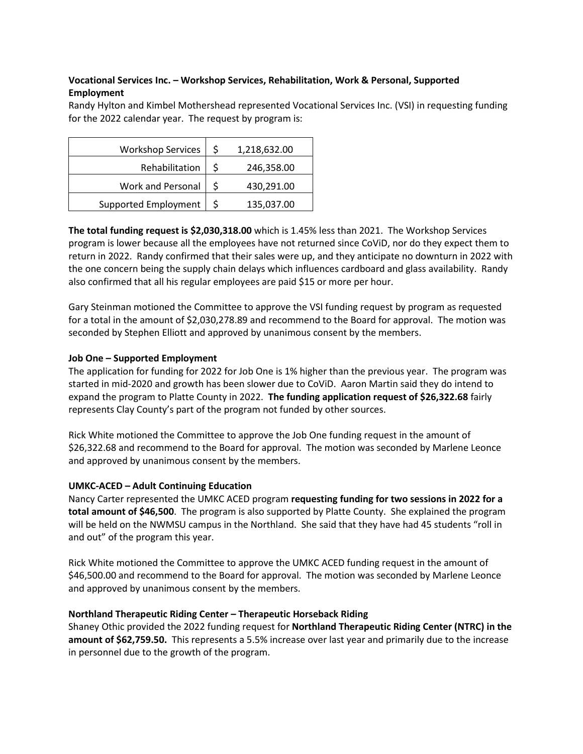**Vocational Services Inc. – Workshop Services, Rehabilitation, Work & Personal, Supported Employment**

Randy Hylton and Kimbel Mothershead represented Vocational Services Inc. (VSI) in requesting funding for the 2022 calendar year. The request by program is:

| | | |
|---|---|---|
| Workshop Services | $ | 1,218,632.00 |
| Rehabilitation | $ | 246,358.00 |
| Work and Personal | $ | 430,291.00 |
| Supported Employment | $ | 135,037.00 |

**The total funding request is $2,030,318.00** which is 1.45% less than 2021. The Workshop Services program is lower because all the employees have not returned since CoViD, nor do they expect them to return in 2022. Randy confirmed that their sales were up, and they anticipate no downturn in 2022 with the one concern being the supply chain delays which influences cardboard and glass availability. Randy also confirmed that all his regular employees are paid $15 or more per hour.

Gary Steinman motioned the Committee to approve the VSI funding request by program as requested for a total in the amount of $2,030,278.89 and recommend to the Board for approval. The motion was seconded by Stephen Elliott and approved by unanimous consent by the members.

**Job One – Supported Employment**

The application for funding for 2022 for Job One is 1% higher than the previous year. The program was started in mid-2020 and growth has been slower due to CoViD. Aaron Martin said they do intend to expand the program to Platte County in 2022. **The funding application request of $26,322.68** fairly represents Clay County's part of the program not funded by other sources.

Rick White motioned the Committee to approve the Job One funding request in the amount of $26,322.68 and recommend to the Board for approval. The motion was seconded by Marlene Leonce and approved by unanimous consent by the members.

**UMKC-ACED – Adult Continuing Education**

Nancy Carter represented the UMKC ACED program **requesting funding for two sessions in 2022 for a total amount of $46,500**. The program is also supported by Platte County. She explained the program will be held on the NWMSU campus in the Northland. She said that they have had 45 students "roll in and out" of the program this year.

Rick White motioned the Committee to approve the UMKC ACED funding request in the amount of $46,500.00 and recommend to the Board for approval. The motion was seconded by Marlene Leonce and approved by unanimous consent by the members.

**Northland Therapeutic Riding Center – Therapeutic Horseback Riding**

Shaney Othic provided the 2022 funding request for **Northland Therapeutic Riding Center (NTRC) in the amount of $62,759.50.** This represents a 5.5% increase over last year and primarily due to the increase in personnel due to the growth of the program.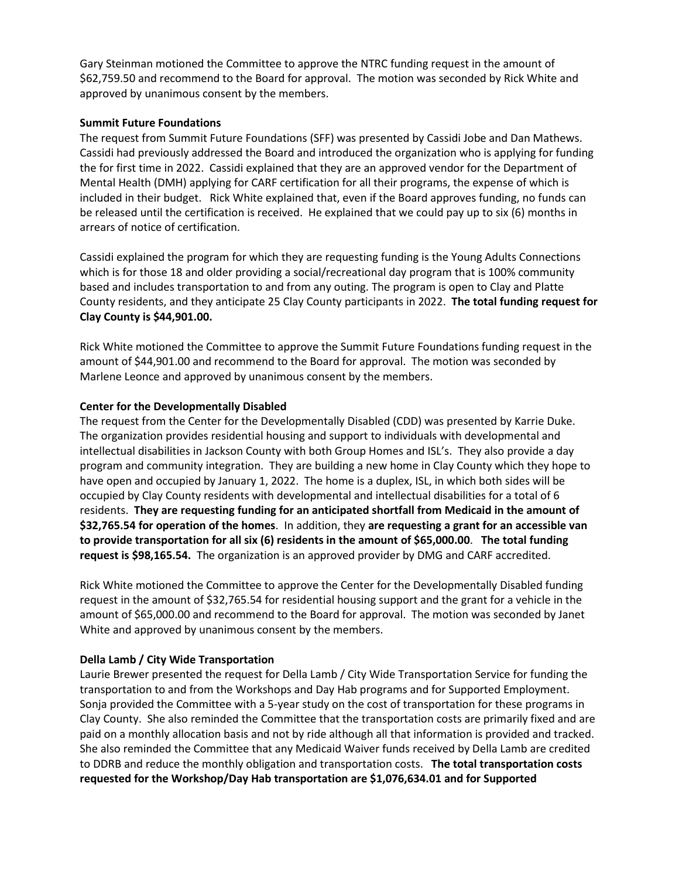Gary Steinman motioned the Committee to approve the NTRC funding request in the amount of $62,759.50 and recommend to the Board for approval. The motion was seconded by Rick White and approved by unanimous consent by the members.

**Summit Future Foundations**

The request from Summit Future Foundations (SFF) was presented by Cassidi Jobe and Dan Mathews. Cassidi had previously addressed the Board and introduced the organization who is applying for funding the for first time in 2022. Cassidi explained that they are an approved vendor for the Department of Mental Health (DMH) applying for CARF certification for all their programs, the expense of which is included in their budget. Rick White explained that, even if the Board approves funding, no funds can be released until the certification is received. He explained that we could pay up to six (6) months in arrears of notice of certification.

Cassidi explained the program for which they are requesting funding is the Young Adults Connections which is for those 18 and older providing a social/recreational day program that is 100% community based and includes transportation to and from any outing. The program is open to Clay and Platte County residents, and they anticipate 25 Clay County participants in 2022. **The total funding request for Clay County is $44,901.00.**

Rick White motioned the Committee to approve the Summit Future Foundations funding request in the amount of $44,901.00 and recommend to the Board for approval. The motion was seconded by Marlene Leonce and approved by unanimous consent by the members.

**Center for the Developmentally Disabled**

The request from the Center for the Developmentally Disabled (CDD) was presented by Karrie Duke. The organization provides residential housing and support to individuals with developmental and intellectual disabilities in Jackson County with both Group Homes and ISL's. They also provide a day program and community integration. They are building a new home in Clay County which they hope to have open and occupied by January 1, 2022. The home is a duplex, ISL, in which both sides will be occupied by Clay County residents with developmental and intellectual disabilities for a total of 6 residents. **They are requesting funding for an anticipated shortfall from Medicaid in the amount of $32,765.54 for operation of the homes**. In addition, they **are requesting a grant for an accessible van to provide transportation for all six (6) residents in the amount of $65,000.00**. **The total funding request is $98,165.54.** The organization is an approved provider by DMG and CARF accredited.

Rick White motioned the Committee to approve the Center for the Developmentally Disabled funding request in the amount of $32,765.54 for residential housing support and the grant for a vehicle in the amount of $65,000.00 and recommend to the Board for approval. The motion was seconded by Janet White and approved by unanimous consent by the members.

**Della Lamb / City Wide Transportation**

Laurie Brewer presented the request for Della Lamb / City Wide Transportation Service for funding the transportation to and from the Workshops and Day Hab programs and for Supported Employment. Sonja provided the Committee with a 5-year study on the cost of transportation for these programs in Clay County. She also reminded the Committee that the transportation costs are primarily fixed and are paid on a monthly allocation basis and not by ride although all that information is provided and tracked. She also reminded the Committee that any Medicaid Waiver funds received by Della Lamb are credited to DDRB and reduce the monthly obligation and transportation costs. **The total transportation costs requested for the Workshop/Day Hab transportation are $1,076,634.01 and for Supported**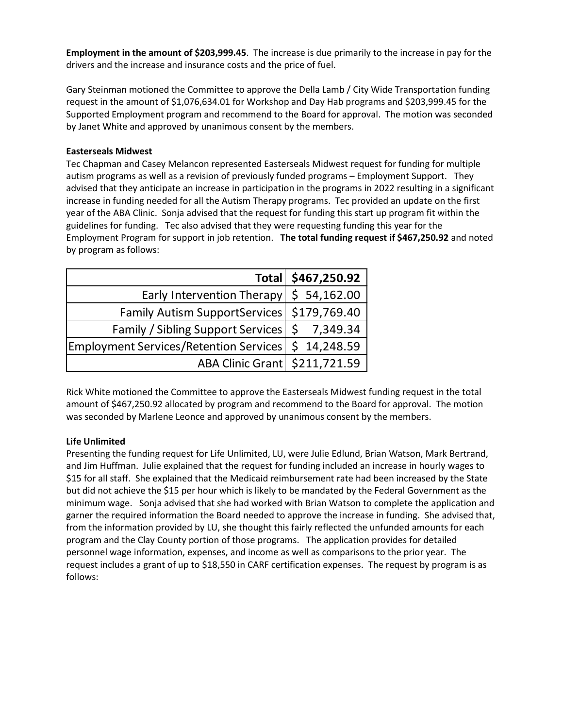**Employment in the amount of $203,999.45**. The increase is due primarily to the increase in pay for the drivers and the increase and insurance costs and the price of fuel.

Gary Steinman motioned the Committee to approve the Della Lamb / City Wide Transportation funding request in the amount of $1,076,634.01 for Workshop and Day Hab programs and $203,999.45 for the Supported Employment program and recommend to the Board for approval. The motion was seconded by Janet White and approved by unanimous consent by the members.

**Easterseals Midwest**

Tec Chapman and Casey Melancon represented Easterseals Midwest request for funding for multiple autism programs as well as a revision of previously funded programs – Employment Support. They advised that they anticipate an increase in participation in the programs in 2022 resulting in a significant increase in funding needed for all the Autism Therapy programs. Tec provided an update on the first year of the ABA Clinic. Sonja advised that the request for funding this start up program fit within the guidelines for funding. Tec also advised that they were requesting funding this year for the Employment Program for support in job retention. **The total funding request if $467,250.92** and noted by program as follows:

| Total | $467,250.92 |
|---:|---:|
| Early Intervention Therapy | $ 54,162.00 |
| Family Autism SupportServices | $179,769.40 |
| Family / Sibling Support Services | $ 7,349.34 |
| Employment Services/Retention Services | $ 14,248.59 |
| ABA Clinic Grant | $211,721.59 |

Rick White motioned the Committee to approve the Easterseals Midwest funding request in the total amount of $467,250.92 allocated by program and recommend to the Board for approval. The motion was seconded by Marlene Leonce and approved by unanimous consent by the members.

**Life Unlimited**

Presenting the funding request for Life Unlimited, LU, were Julie Edlund, Brian Watson, Mark Bertrand, and Jim Huffman. Julie explained that the request for funding included an increase in hourly wages to $15 for all staff. She explained that the Medicaid reimbursement rate had been increased by the State but did not achieve the $15 per hour which is likely to be mandated by the Federal Government as the minimum wage. Sonja advised that she had worked with Brian Watson to complete the application and garner the required information the Board needed to approve the increase in funding. She advised that, from the information provided by LU, she thought this fairly reflected the unfunded amounts for each program and the Clay County portion of those programs. The application provides for detailed personnel wage information, expenses, and income as well as comparisons to the prior year. The request includes a grant of up to $18,550 in CARF certification expenses. The request by program is as follows: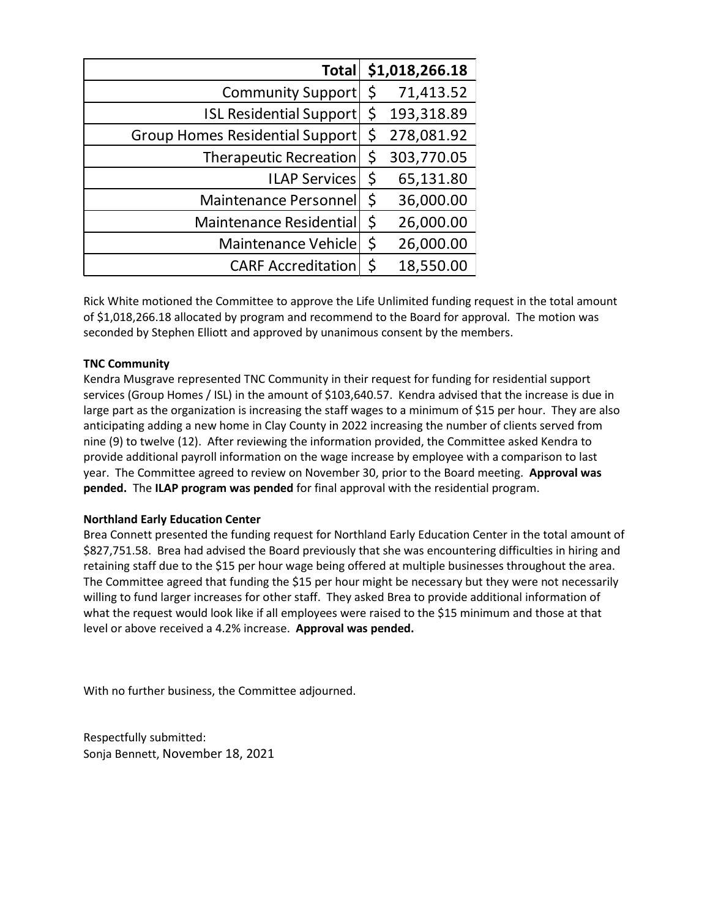| | |
|---|---|
| **Total** | **$1,018,266.18** |
| Community Support | $ 71,413.52 |
| ISL Residential Support | $ 193,318.89 |
| Group Homes Residential Support | $ 278,081.92 |
| Therapeutic Recreation | $ 303,770.05 |
| ILAP Services | $ 65,131.80 |
| Maintenance Personnel | $ 36,000.00 |
| Maintenance Residential | $ 26,000.00 |
| Maintenance Vehicle | $ 26,000.00 |
| CARF Accreditation | $ 18,550.00 |

Rick White motioned the Committee to approve the Life Unlimited funding request in the total amount of $1,018,266.18 allocated by program and recommend to the Board for approval. The motion was seconded by Stephen Elliott and approved by unanimous consent by the members.

**TNC Community**
Kendra Musgrave represented TNC Community in their request for funding for residential support services (Group Homes / ISL) in the amount of $103,640.57. Kendra advised that the increase is due in large part as the organization is increasing the staff wages to a minimum of $15 per hour. They are also anticipating adding a new home in Clay County in 2022 increasing the number of clients served from nine (9) to twelve (12). After reviewing the information provided, the Committee asked Kendra to provide additional payroll information on the wage increase by employee with a comparison to last year. The Committee agreed to review on November 30, prior to the Board meeting. **Approval was pended.** The **ILAP program was pended** for final approval with the residential program.

**Northland Early Education Center**
Brea Connett presented the funding request for Northland Early Education Center in the total amount of $827,751.58. Brea had advised the Board previously that she was encountering difficulties in hiring and retaining staff due to the $15 per hour wage being offered at multiple businesses throughout the area. The Committee agreed that funding the $15 per hour might be necessary but they were not necessarily willing to fund larger increases for other staff. They asked Brea to provide additional information of what the request would look like if all employees were raised to the $15 minimum and those at that level or above received a 4.2% increase. **Approval was pended.**

With no further business, the Committee adjourned.

Respectfully submitted:
Sonja Bennett, November 18, 2021